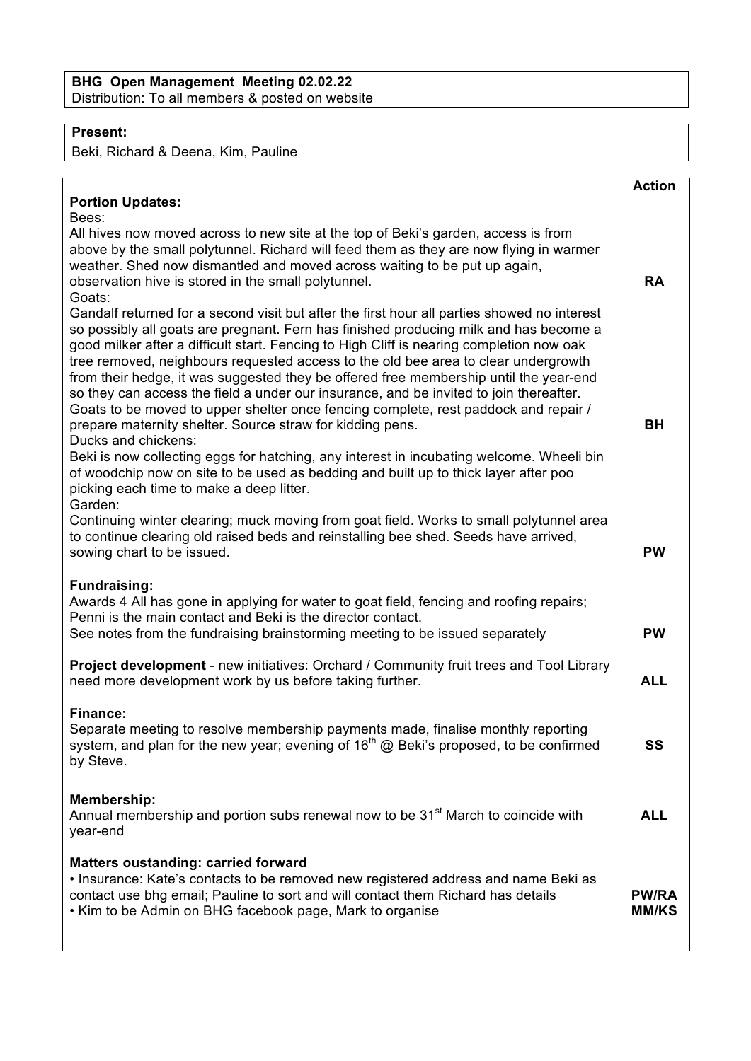**BHG Open Management Meeting 02.02.22**
Distribution: To all members & posted on website

**Present:**
Beki, Richard & Deena, Kim, Pauline

| | Action |
|---|---|
| **Portion Updates:**<br>Bees:<br>All hives now moved across to new site at the top of Beki's garden, access is from above by the small polytunnel. Richard will feed them as they are now flying in warmer weather. Shed now dismantled and moved across waiting to be put up again, observation hive is stored in the small polytunnel. | **RA** |
| Goats:<br>Gandalf returned for a second visit but after the first hour all parties showed no interest so possibly all goats are pregnant. Fern has finished producing milk and has become a good milker after a difficult start. Fencing to High Cliff is nearing completion now oak tree removed, neighbours requested access to the old bee area to clear undergrowth from their hedge, it was suggested they be offered free membership until the year-end so they can access the field a under our insurance, and be invited to join thereafter. Goats to be moved to upper shelter once fencing complete, rest paddock and repair / prepare maternity shelter. Source straw for kidding pens. | **BH** |
| Ducks and chickens:<br>Beki is now collecting eggs for hatching, any interest in incubating welcome. Wheeli bin of woodchip now on site to be used as bedding and built up to thick layer after poo picking each time to make a deep litter. | |
| Garden:<br>Continuing winter clearing; muck moving from goat field. Works to small polytunnel area to continue clearing old raised beds and reinstalling bee shed. Seeds have arrived, sowing chart to be issued. | **PW** |
| **Fundraising:**<br>Awards 4 All has gone in applying for water to goat field, fencing and roofing repairs; Penni is the main contact and Beki is the director contact.<br>See notes from the fundraising brainstorming meeting to be issued separately | **PW** |
| **Project development** - new initiatives: Orchard / Community fruit trees and Tool Library need more development work by us before taking further. | **ALL** |
| **Finance:**<br>Separate meeting to resolve membership payments made, finalise monthly reporting system, and plan for the new year; evening of 16th @ Beki's proposed, to be confirmed by Steve. | **SS** |
| **Membership:**<br>Annual membership and portion subs renewal now to be 31st March to coincide with year-end | **ALL** |
| **Matters oustanding: carried forward**<br>• Insurance: Kate's contacts to be removed new registered address and name Beki as contact use bhg email; Pauline to sort and will contact them Richard has details<br>• Kim to be Admin on BHG facebook page, Mark to organise | **PW/RA**<br>**MM/KS** |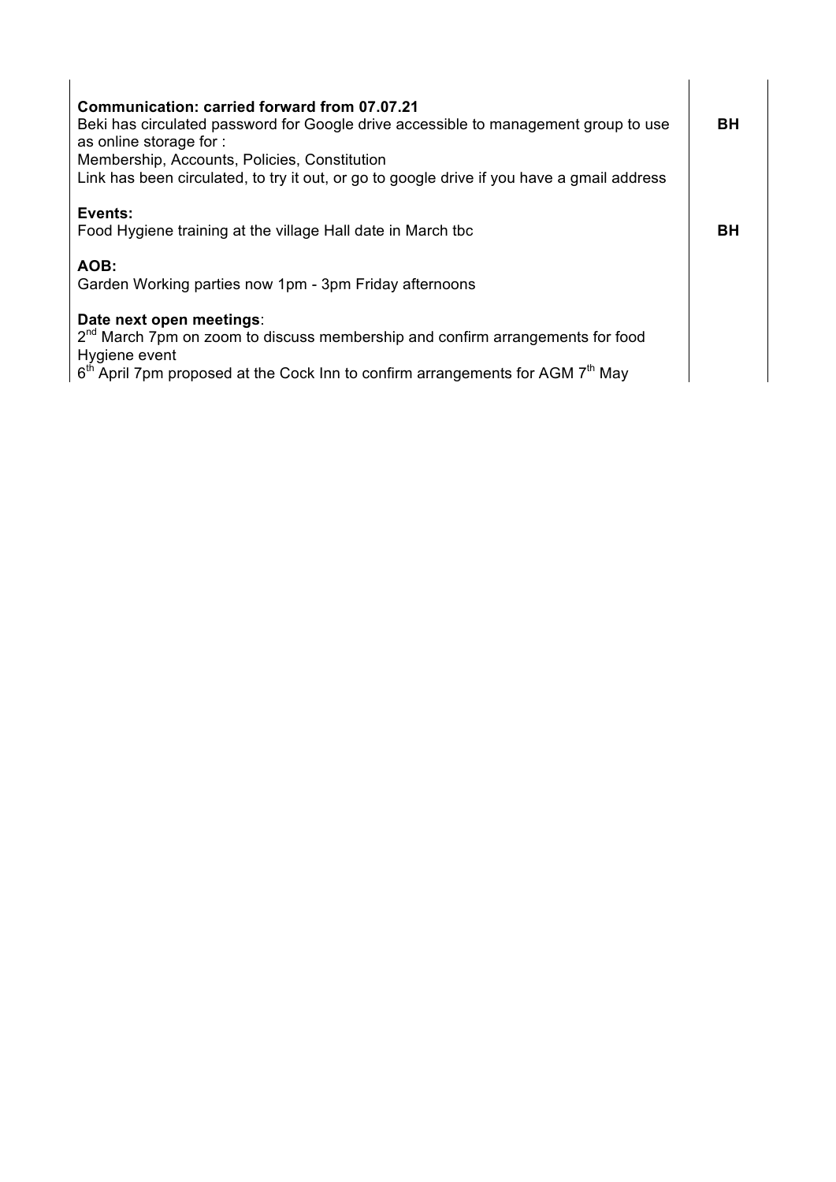| | |
|---|---|
| **Communication: carried forward from 07.07.21**<br>Beki has circulated password for Google drive accessible to management group to use as online storage for :<br>Membership, Accounts, Policies, Constitution<br>Link has been circulated, to try it out, or go to google drive if you have a gmail address | **BH** |
| **Events:**<br>Food Hygiene training at the village Hall date in March tbc | **BH** |
| **AOB:**<br>Garden Working parties now 1pm - 3pm Friday afternoons | |
| **Date next open meetings**:<br>2nd March 7pm on zoom to discuss membership and confirm arrangements for food Hygiene event<br>6th April 7pm proposed at the Cock Inn to confirm arrangements for AGM 7th May | |